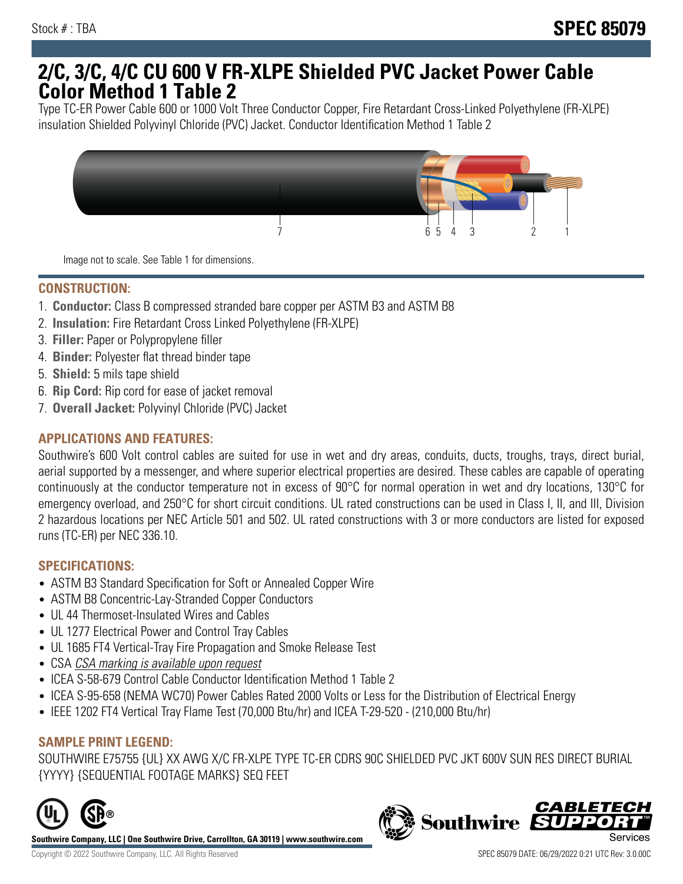Stock # : TBA

# SPEC 85079

## 2/C, 3/C, 4/C CU 600 V FR-XLPE Shielded PVC Jacket Power Cable Color Method 1 Table 2

Type TC-ER Power Cable 600 or 1000 Volt Three Conductor Copper, Fire Retardant Cross-Linked Polyethylene (FR-XLPE) insulation Shielded Polyvinyl Chloride (PVC) Jacket. Conductor Identification Method 1 Table 2

Image not to scale. See Table 1 for dimensions.

### CONSTRUCTION:

1. **Conductor:** Class B compressed stranded bare copper per ASTM B3 and ASTM B8
2. **Insulation:** Fire Retardant Cross Linked Polyethylene (FR-XLPE)
3. **Filler:** Paper or Polypropylene filler
4. **Binder:** Polyester flat thread binder tape
5. **Shield:** 5 mils tape shield
6. **Rip Cord:** Rip cord for ease of jacket removal
7. **Overall Jacket:** Polyvinyl Chloride (PVC) Jacket

### APPLICATIONS AND FEATURES:

Southwire's 600 Volt control cables are suited for use in wet and dry areas, conduits, ducts, troughs, trays, direct burial, aerial supported by a messenger, and where superior electrical properties are desired. These cables are capable of operating continuously at the conductor temperature not in excess of 90°C for normal operation in wet and dry locations, 130°C for emergency overload, and 250°C for short circuit conditions. UL rated constructions can be used in Class I, II, and III, Division 2 hazardous locations per NEC Article 501 and 502. UL rated constructions with 3 or more conductors are listed for exposed runs (TC-ER) per NEC 336.10.

### SPECIFICATIONS:

- ASTM B3 Standard Specification for Soft or Annealed Copper Wire
- ASTM B8 Concentric-Lay-Stranded Copper Conductors
- UL 44 Thermoset-Insulated Wires and Cables
- UL 1277 Electrical Power and Control Tray Cables
- UL 1685 FT4 Vertical-Tray Fire Propagation and Smoke Release Test
- CSA *CSA marking is available upon request*
- ICEA S-58-679 Control Cable Conductor Identification Method 1 Table 2
- ICEA S-95-658 (NEMA WC70) Power Cables Rated 2000 Volts or Less for the Distribution of Electrical Energy
- IEEE 1202 FT4 Vertical Tray Flame Test (70,000 Btu/hr) and ICEA T-29-520 - (210,000 Btu/hr)

### SAMPLE PRINT LEGEND:

SOUTHWIRE E75755 {UL} XX AWG X/C FR-XLPE TYPE TC-ER CDRS 90C SHIELDED PVC JKT 600V SUN RES DIRECT BURIAL {YYYY} {SEQUENTIAL FOOTAGE MARKS} SEQ FEET

**Southwire Company, LLC | One Southwire Drive, Carrollton, GA 30119 | www.southwire.com**

Copyright © 2022 Southwire Company, LLC. All Rights Reserved

SPEC 85079 DATE: 06/29/2022 0:21 UTC Rev: 3.0.00C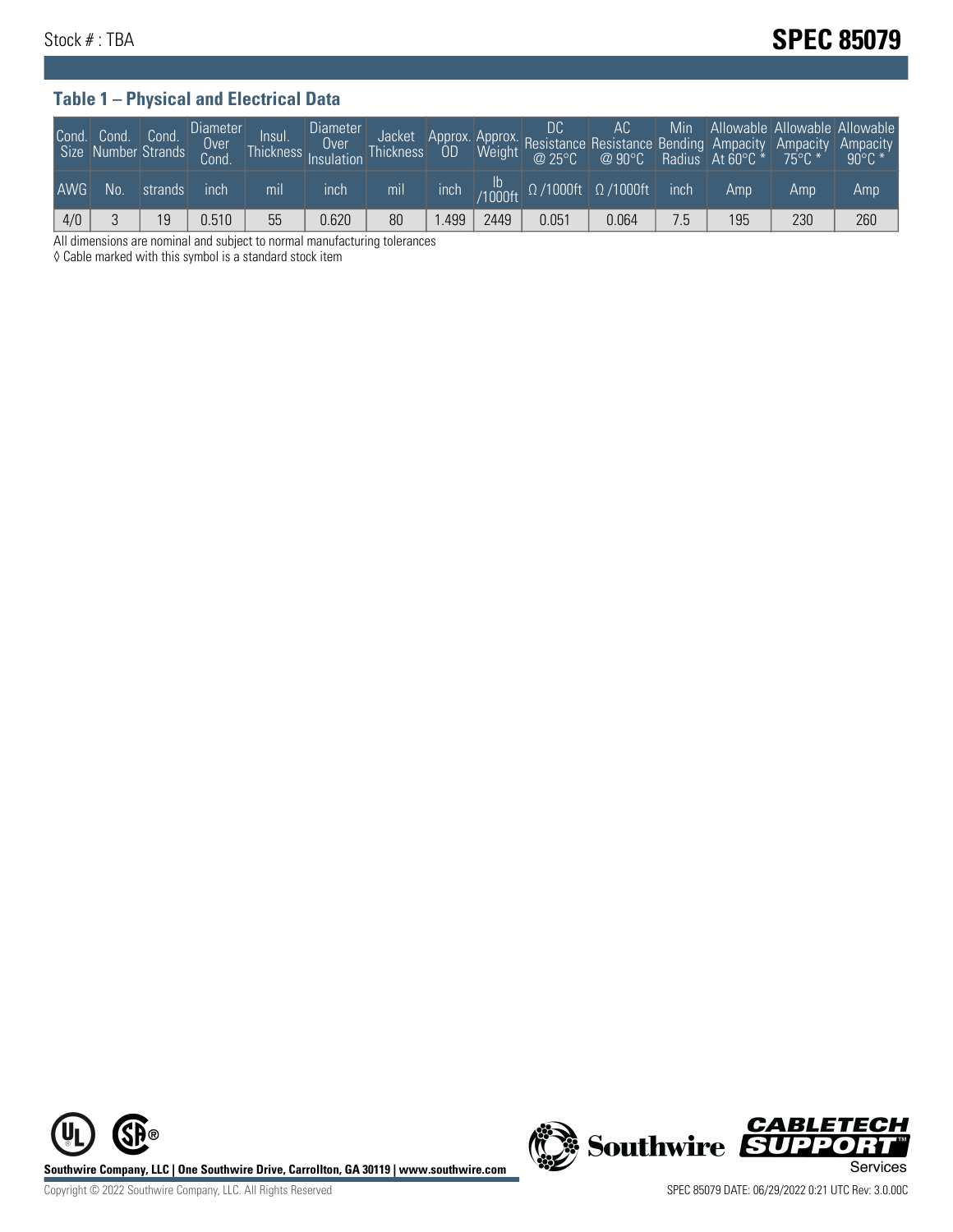Stock # : TBA

# SPEC 85079

### Table 1 – Physical and Electrical Data

| Cond. Size | Cond. Number | Cond. Strands | Diameter Over Cond. | Insul. Thickness | Diameter Over Insulation | Jacket Thickness | Approx. OD | Approx. Weight | DC Resistance @ 25°C | AC Resistance @ 90°C | Min Bending Radius | Allowable Ampacity At 60°C * | Allowable Ampacity 75°C * | Allowable Ampacity 90°C * |
|---|---|---|---|---|---|---|---|---|---|---|---|---|---|---|
| AWG | No. | strands | inch | mil | inch | mil | inch | lb /1000ft | Ω /1000ft | Ω /1000ft | inch | Amp | Amp | Amp |
| 4/0 | 3 | 19 | 0.510 | 55 | 0.620 | 80 | 1.499 | 2449 | 0.051 | 0.064 | 7.5 | 195 | 230 | 260 |

All dimensions are nominal and subject to normal manufacturing tolerances

◊ Cable marked with this symbol is a standard stock item

**Southwire Company, LLC | One Southwire Drive, Carrollton, GA 30119 | www.southwire.com**

Copyright © 2022 Southwire Company, LLC. All Rights Reserved

SPEC 85079 DATE: 06/29/2022 0:21 UTC Rev: 3.0.00C